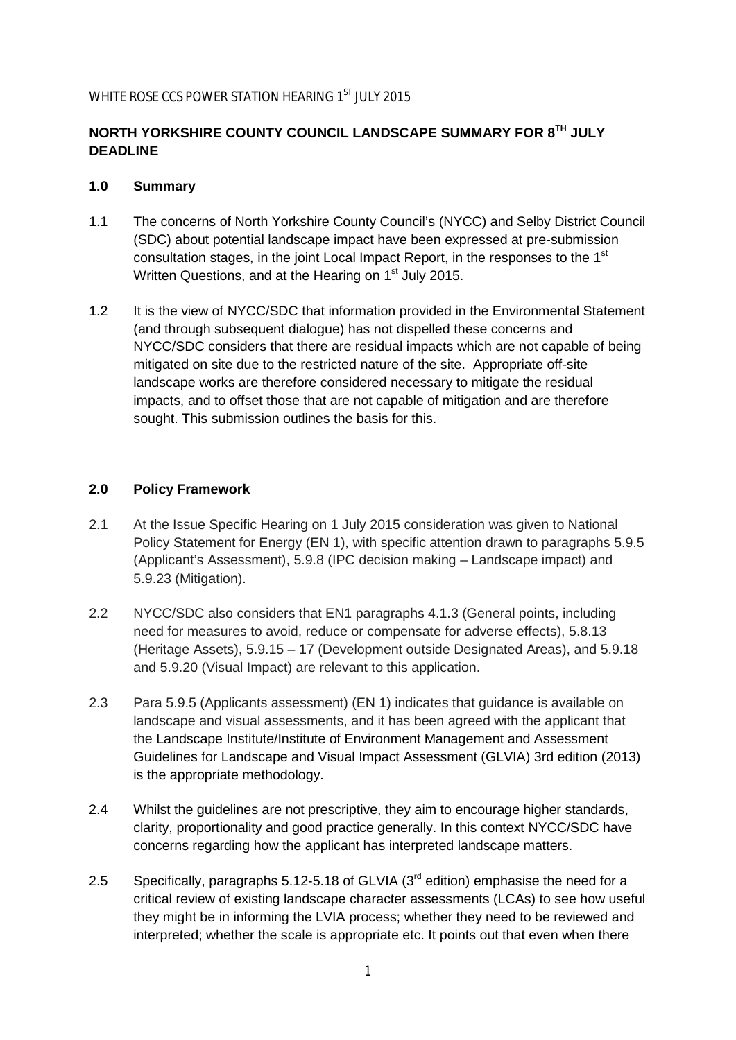WHITE ROSE CCS POWER STATION HEARING 1ST JULY 2015

## NORTH YORKSHIRE COUNTY COUNCIL LANDSCAPE SUMMARY FOR 8TH JULY DEADLINE

### 1.0 Summary

1.1 The concerns of North Yorkshire County Council's (NYCC) and Selby District Council (SDC) about potential landscape impact have been expressed at pre-submission consultation stages, in the joint Local Impact Report, in the responses to the 1st Written Questions, and at the Hearing on 1st July 2015.

1.2 It is the view of NYCC/SDC that information provided in the Environmental Statement (and through subsequent dialogue) has not dispelled these concerns and NYCC/SDC considers that there are residual impacts which are not capable of being mitigated on site due to the restricted nature of the site. Appropriate off-site landscape works are therefore considered necessary to mitigate the residual impacts, and to offset those that are not capable of mitigation and are therefore sought. This submission outlines the basis for this.

### 2.0 Policy Framework

2.1 At the Issue Specific Hearing on 1 July 2015 consideration was given to National Policy Statement for Energy (EN 1), with specific attention drawn to paragraphs 5.9.5 (Applicant's Assessment), 5.9.8 (IPC decision making – Landscape impact) and 5.9.23 (Mitigation).

2.2 NYCC/SDC also considers that EN1 paragraphs 4.1.3 (General points, including need for measures to avoid, reduce or compensate for adverse effects), 5.8.13 (Heritage Assets), 5.9.15 – 17 (Development outside Designated Areas), and 5.9.18 and 5.9.20 (Visual Impact) are relevant to this application.

2.3 Para 5.9.5 (Applicants assessment) (EN 1) indicates that guidance is available on landscape and visual assessments, and it has been agreed with the applicant that the Landscape Institute/Institute of Environment Management and Assessment Guidelines for Landscape and Visual Impact Assessment (GLVIA) 3rd edition (2013) is the appropriate methodology.

2.4 Whilst the guidelines are not prescriptive, they aim to encourage higher standards, clarity, proportionality and good practice generally. In this context NYCC/SDC have concerns regarding how the applicant has interpreted landscape matters.

2.5 Specifically, paragraphs 5.12-5.18 of GLVIA (3rd edition) emphasise the need for a critical review of existing landscape character assessments (LCAs) to see how useful they might be in informing the LVIA process; whether they need to be reviewed and interpreted; whether the scale is appropriate etc. It points out that even when there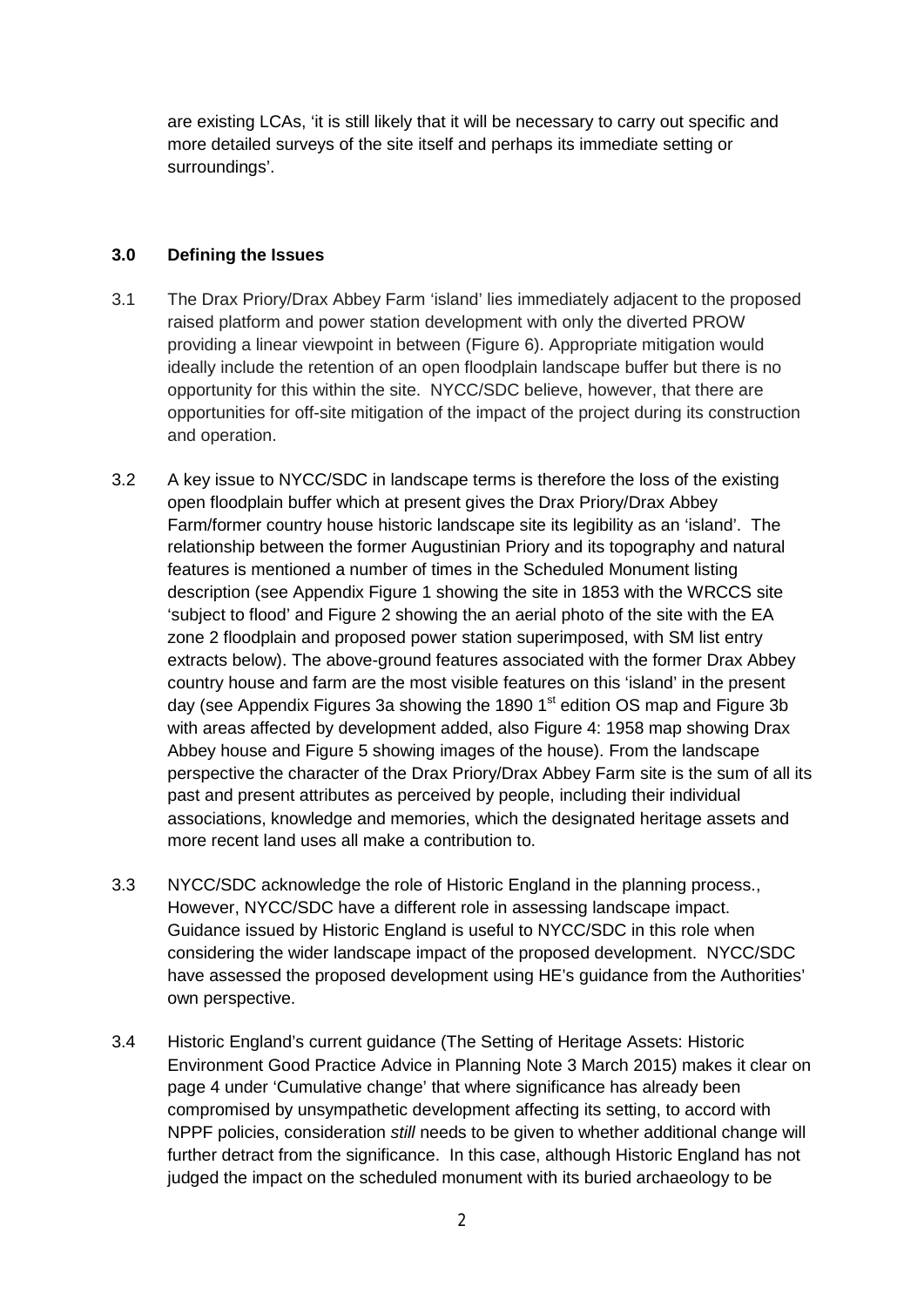are existing LCAs, 'it is still likely that it will be necessary to carry out specific and more detailed surveys of the site itself and perhaps its immediate setting or surroundings'.

### 3.0 Defining the Issues

3.1 The Drax Priory/Drax Abbey Farm 'island' lies immediately adjacent to the proposed raised platform and power station development with only the diverted PROW providing a linear viewpoint in between (Figure 6). Appropriate mitigation would ideally include the retention of an open floodplain landscape buffer but there is no opportunity for this within the site. NYCC/SDC believe, however, that there are opportunities for off-site mitigation of the impact of the project during its construction and operation.

3.2 A key issue to NYCC/SDC in landscape terms is therefore the loss of the existing open floodplain buffer which at present gives the Drax Priory/Drax Abbey Farm/former country house historic landscape site its legibility as an 'island'. The relationship between the former Augustinian Priory and its topography and natural features is mentioned a number of times in the Scheduled Monument listing description (see Appendix Figure 1 showing the site in 1853 with the WRCCS site 'subject to flood' and Figure 2 showing the an aerial photo of the site with the EA zone 2 floodplain and proposed power station superimposed, with SM list entry extracts below). The above-ground features associated with the former Drax Abbey country house and farm are the most visible features on this 'island' in the present day (see Appendix Figures 3a showing the 1890 1st edition OS map and Figure 3b with areas affected by development added, also Figure 4: 1958 map showing Drax Abbey house and Figure 5 showing images of the house). From the landscape perspective the character of the Drax Priory/Drax Abbey Farm site is the sum of all its past and present attributes as perceived by people, including their individual associations, knowledge and memories, which the designated heritage assets and more recent land uses all make a contribution to.

3.3 NYCC/SDC acknowledge the role of Historic England in the planning process., However, NYCC/SDC have a different role in assessing landscape impact. Guidance issued by Historic England is useful to NYCC/SDC in this role when considering the wider landscape impact of the proposed development. NYCC/SDC have assessed the proposed development using HE's guidance from the Authorities' own perspective.

3.4 Historic England's current guidance (The Setting of Heritage Assets: Historic Environment Good Practice Advice in Planning Note 3 March 2015) makes it clear on page 4 under 'Cumulative change' that where significance has already been compromised by unsympathetic development affecting its setting, to accord with NPPF policies, consideration *still* needs to be given to whether additional change will further detract from the significance. In this case, although Historic England has not judged the impact on the scheduled monument with its buried archaeology to be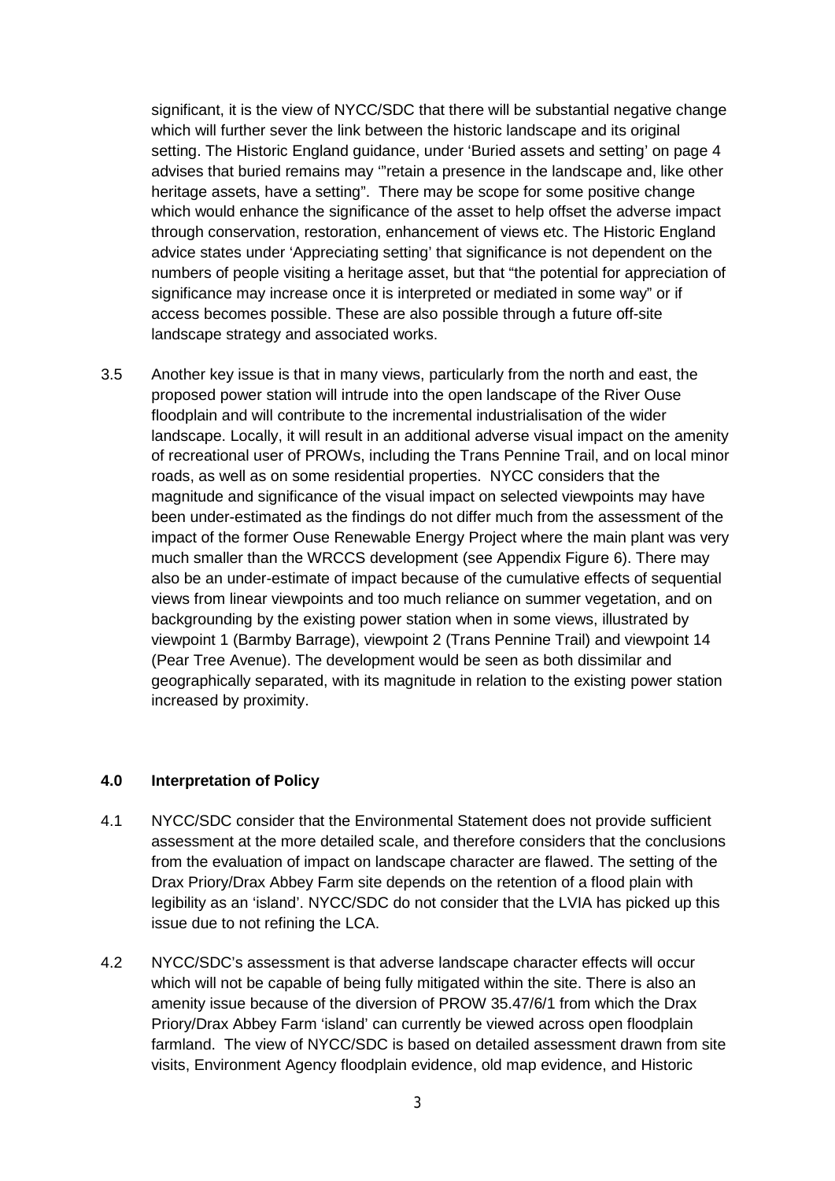significant, it is the view of NYCC/SDC that there will be substantial negative change which will further sever the link between the historic landscape and its original setting. The Historic England guidance, under 'Buried assets and setting' on page 4 advises that buried remains may '"retain a presence in the landscape and, like other heritage assets, have a setting". There may be scope for some positive change which would enhance the significance of the asset to help offset the adverse impact through conservation, restoration, enhancement of views etc. The Historic England advice states under 'Appreciating setting' that significance is not dependent on the numbers of people visiting a heritage asset, but that "the potential for appreciation of significance may increase once it is interpreted or mediated in some way" or if access becomes possible. These are also possible through a future off-site landscape strategy and associated works.

3.5 Another key issue is that in many views, particularly from the north and east, the proposed power station will intrude into the open landscape of the River Ouse floodplain and will contribute to the incremental industrialisation of the wider landscape. Locally, it will result in an additional adverse visual impact on the amenity of recreational user of PROWs, including the Trans Pennine Trail, and on local minor roads, as well as on some residential properties. NYCC considers that the magnitude and significance of the visual impact on selected viewpoints may have been under-estimated as the findings do not differ much from the assessment of the impact of the former Ouse Renewable Energy Project where the main plant was very much smaller than the WRCCS development (see Appendix Figure 6). There may also be an under-estimate of impact because of the cumulative effects of sequential views from linear viewpoints and too much reliance on summer vegetation, and on backgrounding by the existing power station when in some views, illustrated by viewpoint 1 (Barmby Barrage), viewpoint 2 (Trans Pennine Trail) and viewpoint 14 (Pear Tree Avenue). The development would be seen as both dissimilar and geographically separated, with its magnitude in relation to the existing power station increased by proximity.

## 4.0 Interpretation of Policy

4.1 NYCC/SDC consider that the Environmental Statement does not provide sufficient assessment at the more detailed scale, and therefore considers that the conclusions from the evaluation of impact on landscape character are flawed. The setting of the Drax Priory/Drax Abbey Farm site depends on the retention of a flood plain with legibility as an 'island'. NYCC/SDC do not consider that the LVIA has picked up this issue due to not refining the LCA.

4.2 NYCC/SDC's assessment is that adverse landscape character effects will occur which will not be capable of being fully mitigated within the site. There is also an amenity issue because of the diversion of PROW 35.47/6/1 from which the Drax Priory/Drax Abbey Farm 'island' can currently be viewed across open floodplain farmland. The view of NYCC/SDC is based on detailed assessment drawn from site visits, Environment Agency floodplain evidence, old map evidence, and Historic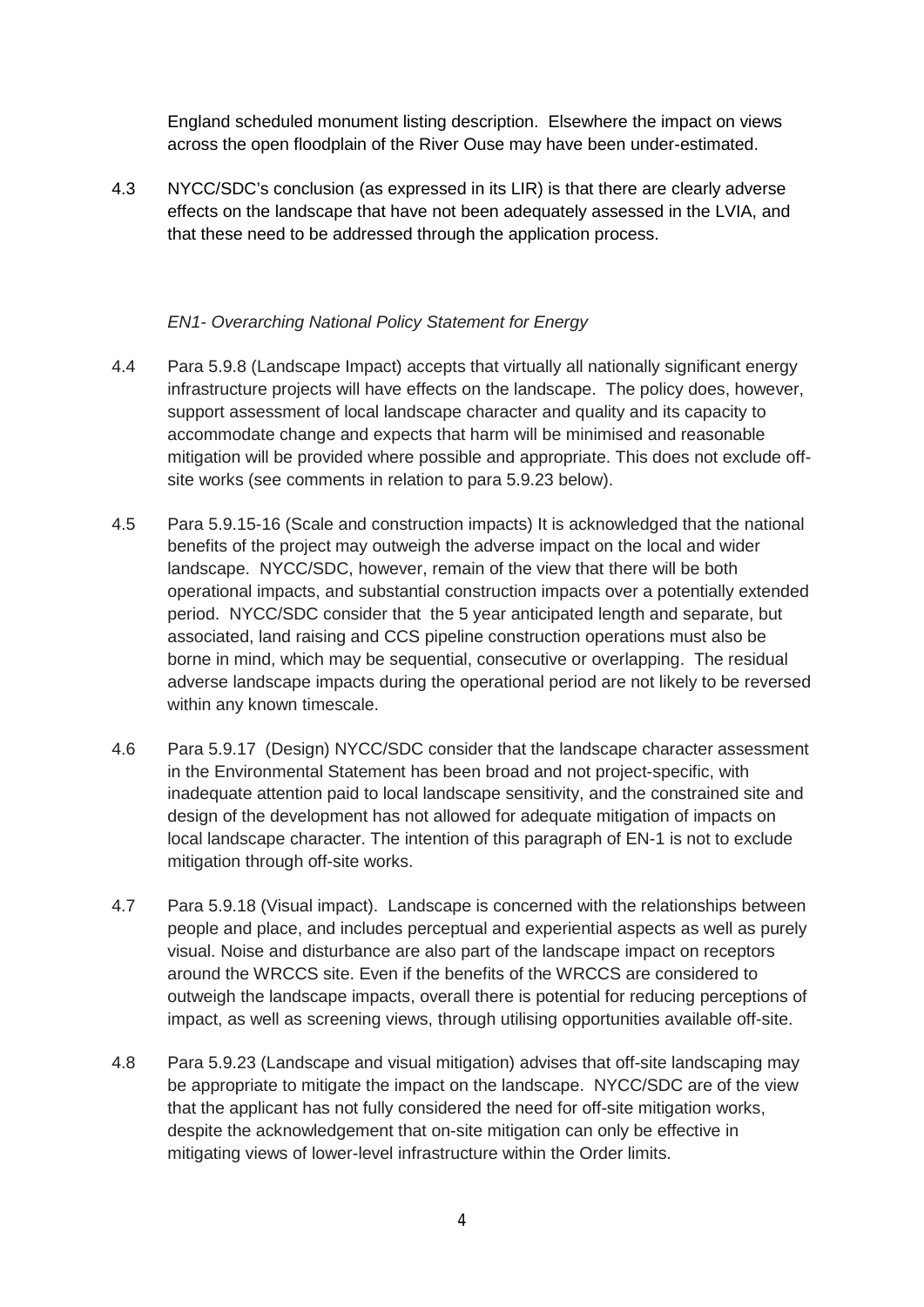England scheduled monument listing description. Elsewhere the impact on views across the open floodplain of the River Ouse may have been under-estimated.

4.3 NYCC/SDC's conclusion (as expressed in its LIR) is that there are clearly adverse effects on the landscape that have not been adequately assessed in the LVIA, and that these need to be addressed through the application process.

*EN1- Overarching National Policy Statement for Energy*

4.4 Para 5.9.8 (Landscape Impact) accepts that virtually all nationally significant energy infrastructure projects will have effects on the landscape. The policy does, however, support assessment of local landscape character and quality and its capacity to accommodate change and expects that harm will be minimised and reasonable mitigation will be provided where possible and appropriate. This does not exclude off-site works (see comments in relation to para 5.9.23 below).

4.5 Para 5.9.15-16 (Scale and construction impacts) It is acknowledged that the national benefits of the project may outweigh the adverse impact on the local and wider landscape. NYCC/SDC, however, remain of the view that there will be both operational impacts, and substantial construction impacts over a potentially extended period. NYCC/SDC consider that the 5 year anticipated length and separate, but associated, land raising and CCS pipeline construction operations must also be borne in mind, which may be sequential, consecutive or overlapping. The residual adverse landscape impacts during the operational period are not likely to be reversed within any known timescale.

4.6 Para 5.9.17 (Design) NYCC/SDC consider that the landscape character assessment in the Environmental Statement has been broad and not project-specific, with inadequate attention paid to local landscape sensitivity, and the constrained site and design of the development has not allowed for adequate mitigation of impacts on local landscape character. The intention of this paragraph of EN-1 is not to exclude mitigation through off-site works.

4.7 Para 5.9.18 (Visual impact). Landscape is concerned with the relationships between people and place, and includes perceptual and experiential aspects as well as purely visual. Noise and disturbance are also part of the landscape impact on receptors around the WRCCS site. Even if the benefits of the WRCCS are considered to outweigh the landscape impacts, overall there is potential for reducing perceptions of impact, as well as screening views, through utilising opportunities available off-site.

4.8 Para 5.9.23 (Landscape and visual mitigation) advises that off-site landscaping may be appropriate to mitigate the impact on the landscape. NYCC/SDC are of the view that the applicant has not fully considered the need for off-site mitigation works, despite the acknowledgement that on-site mitigation can only be effective in mitigating views of lower-level infrastructure within the Order limits.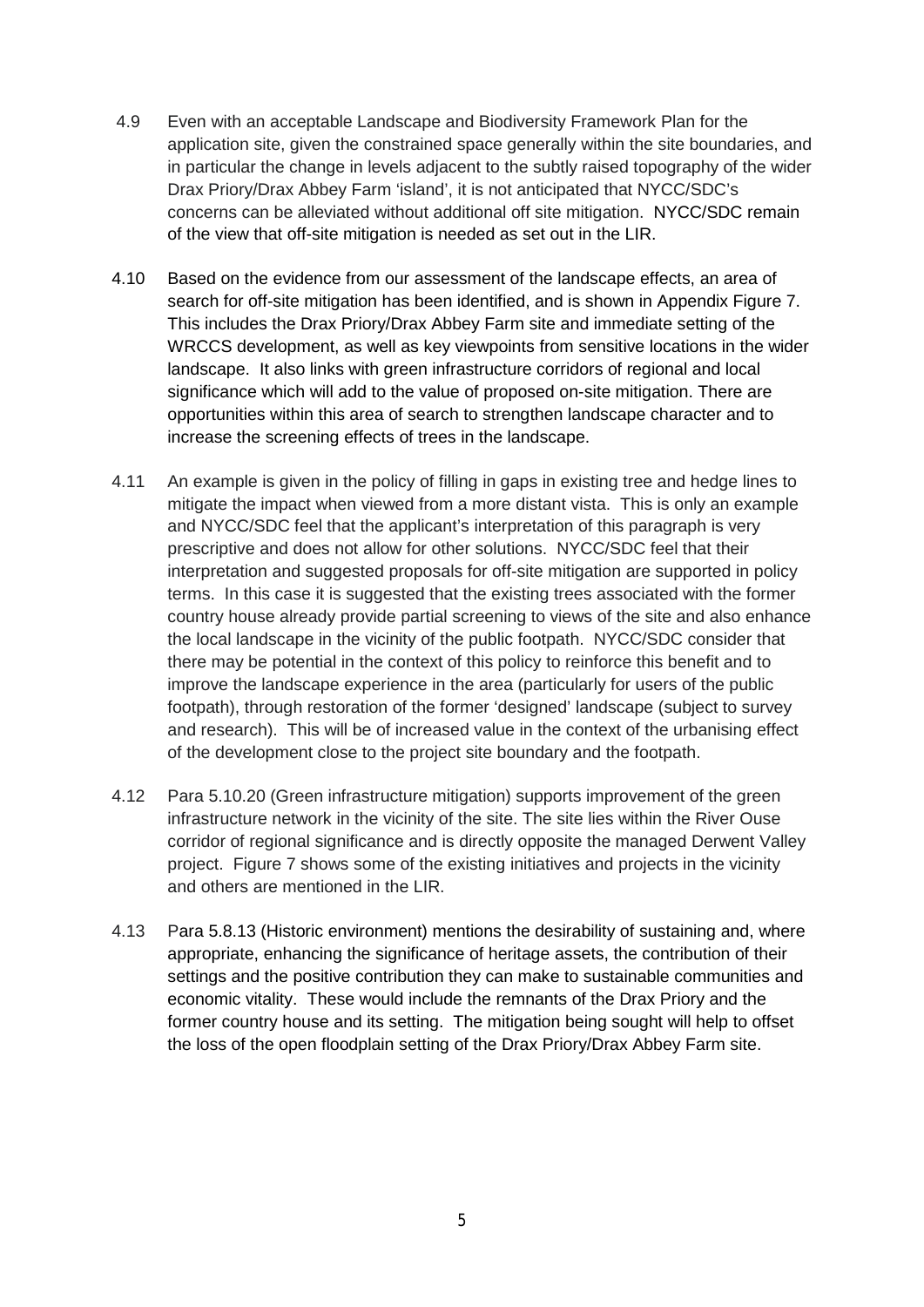4.9 Even with an acceptable Landscape and Biodiversity Framework Plan for the application site, given the constrained space generally within the site boundaries, and in particular the change in levels adjacent to the subtly raised topography of the wider Drax Priory/Drax Abbey Farm 'island', it is not anticipated that NYCC/SDC's concerns can be alleviated without additional off site mitigation. NYCC/SDC remain of the view that off-site mitigation is needed as set out in the LIR.

4.10 Based on the evidence from our assessment of the landscape effects, an area of search for off-site mitigation has been identified, and is shown in Appendix Figure 7. This includes the Drax Priory/Drax Abbey Farm site and immediate setting of the WRCCS development, as well as key viewpoints from sensitive locations in the wider landscape. It also links with green infrastructure corridors of regional and local significance which will add to the value of proposed on-site mitigation. There are opportunities within this area of search to strengthen landscape character and to increase the screening effects of trees in the landscape.

4.11 An example is given in the policy of filling in gaps in existing tree and hedge lines to mitigate the impact when viewed from a more distant vista. This is only an example and NYCC/SDC feel that the applicant's interpretation of this paragraph is very prescriptive and does not allow for other solutions. NYCC/SDC feel that their interpretation and suggested proposals for off-site mitigation are supported in policy terms. In this case it is suggested that the existing trees associated with the former country house already provide partial screening to views of the site and also enhance the local landscape in the vicinity of the public footpath. NYCC/SDC consider that there may be potential in the context of this policy to reinforce this benefit and to improve the landscape experience in the area (particularly for users of the public footpath), through restoration of the former 'designed' landscape (subject to survey and research). This will be of increased value in the context of the urbanising effect of the development close to the project site boundary and the footpath.

4.12 Para 5.10.20 (Green infrastructure mitigation) supports improvement of the green infrastructure network in the vicinity of the site. The site lies within the River Ouse corridor of regional significance and is directly opposite the managed Derwent Valley project. Figure 7 shows some of the existing initiatives and projects in the vicinity and others are mentioned in the LIR.

4.13 Para 5.8.13 (Historic environment) mentions the desirability of sustaining and, where appropriate, enhancing the significance of heritage assets, the contribution of their settings and the positive contribution they can make to sustainable communities and economic vitality. These would include the remnants of the Drax Priory and the former country house and its setting. The mitigation being sought will help to offset the loss of the open floodplain setting of the Drax Priory/Drax Abbey Farm site.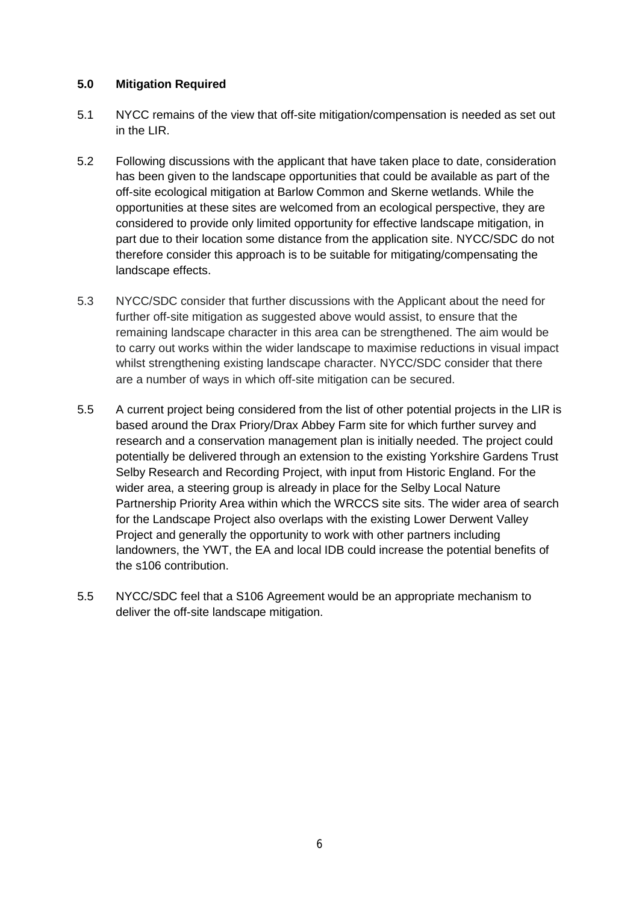## 5.0 Mitigation Required

5.1 NYCC remains of the view that off-site mitigation/compensation is needed as set out in the LIR.

5.2 Following discussions with the applicant that have taken place to date, consideration has been given to the landscape opportunities that could be available as part of the off-site ecological mitigation at Barlow Common and Skerne wetlands. While the opportunities at these sites are welcomed from an ecological perspective, they are considered to provide only limited opportunity for effective landscape mitigation, in part due to their location some distance from the application site. NYCC/SDC do not therefore consider this approach is to be suitable for mitigating/compensating the landscape effects.

5.3 NYCC/SDC consider that further discussions with the Applicant about the need for further off-site mitigation as suggested above would assist, to ensure that the remaining landscape character in this area can be strengthened. The aim would be to carry out works within the wider landscape to maximise reductions in visual impact whilst strengthening existing landscape character. NYCC/SDC consider that there are a number of ways in which off-site mitigation can be secured.

5.5 A current project being considered from the list of other potential projects in the LIR is based around the Drax Priory/Drax Abbey Farm site for which further survey and research and a conservation management plan is initially needed. The project could potentially be delivered through an extension to the existing Yorkshire Gardens Trust Selby Research and Recording Project, with input from Historic England. For the wider area, a steering group is already in place for the Selby Local Nature Partnership Priority Area within which the WRCCS site sits. The wider area of search for the Landscape Project also overlaps with the existing Lower Derwent Valley Project and generally the opportunity to work with other partners including landowners, the YWT, the EA and local IDB could increase the potential benefits of the s106 contribution.

5.5 NYCC/SDC feel that a S106 Agreement would be an appropriate mechanism to deliver the off-site landscape mitigation.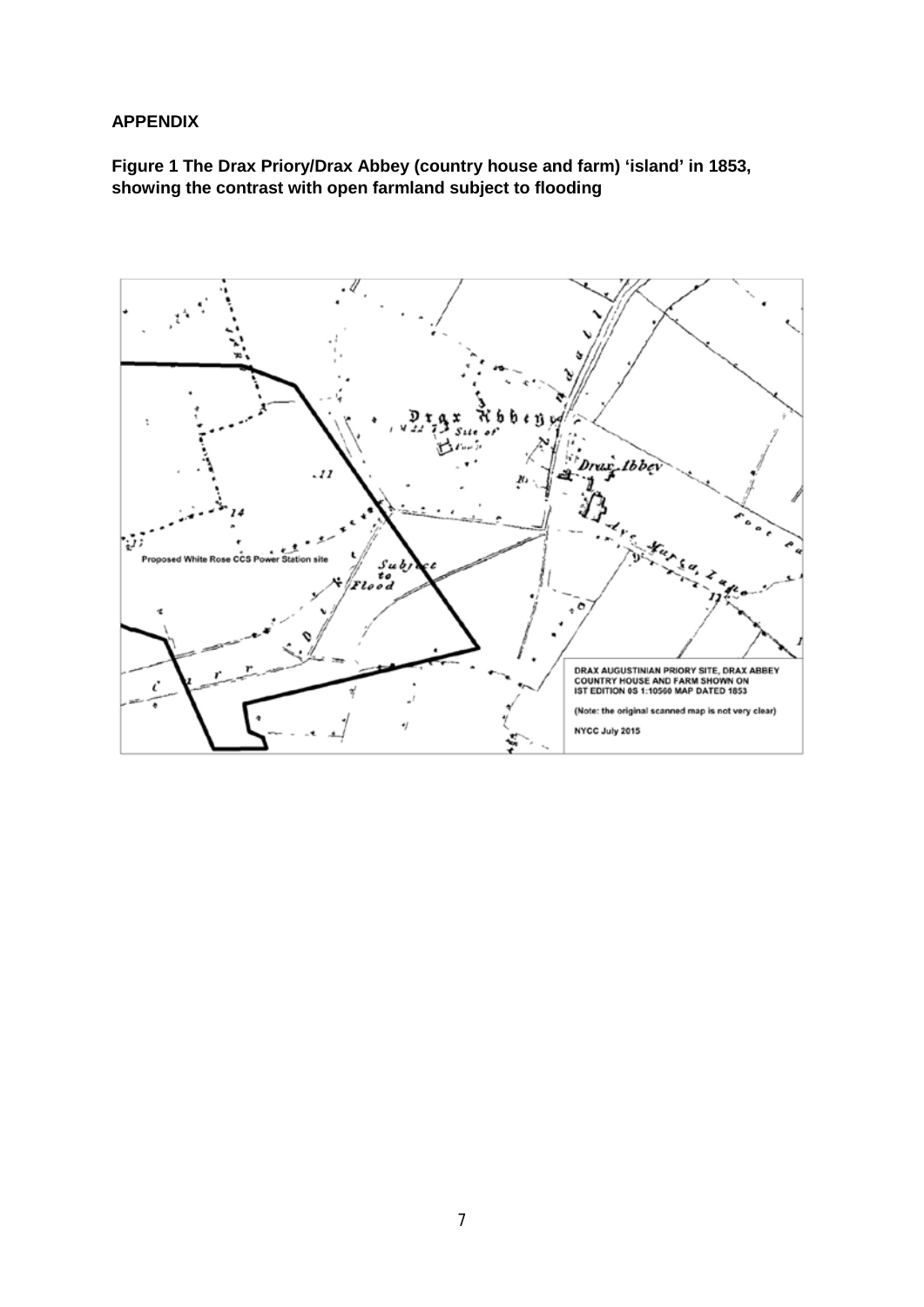**APPENDIX**

**Figure 1 The Drax Priory/Drax Abbey (country house and farm) 'island' in 1853, showing the contrast with open farmland subject to flooding**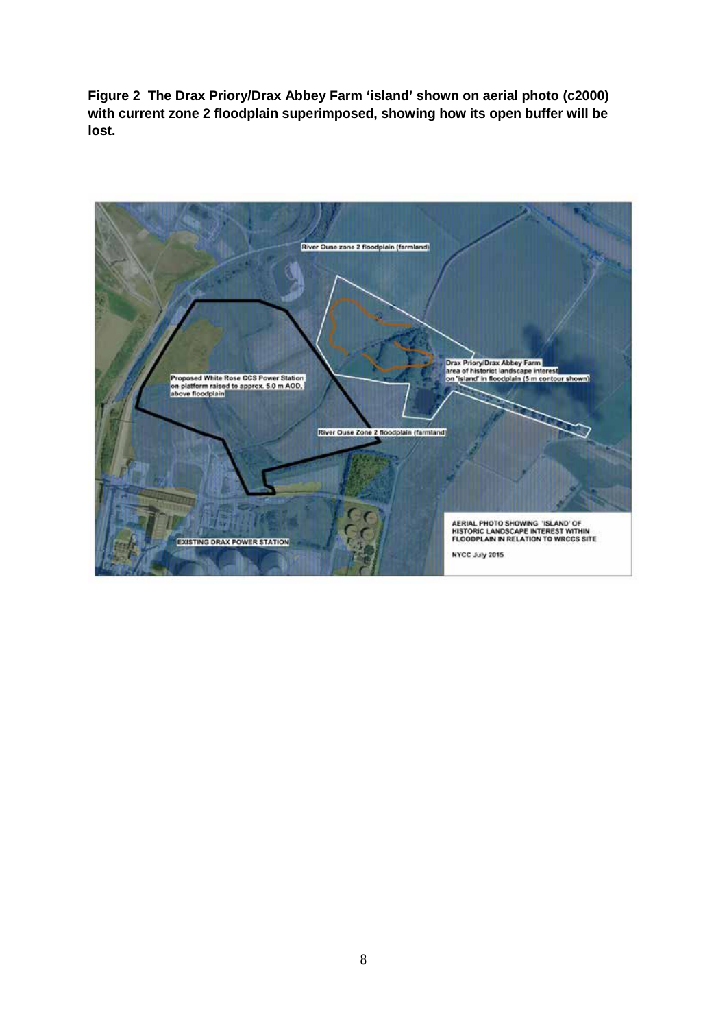**Figure 2 The Drax Priory/Drax Abbey Farm 'island' shown on aerial photo (c2000) with current zone 2 floodplain superimposed, showing how its open buffer will be lost.**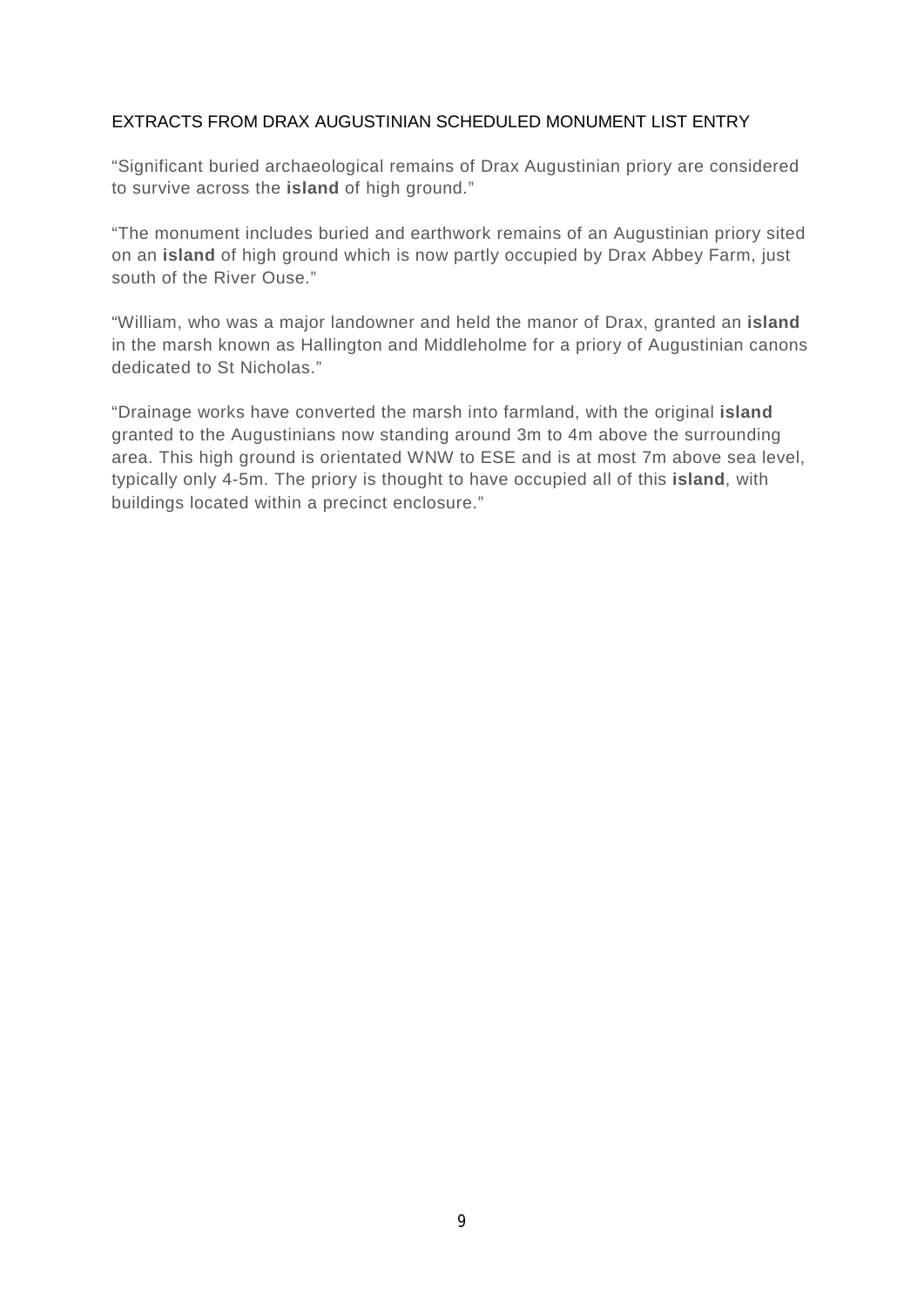## EXTRACTS FROM DRAX AUGUSTINIAN SCHEDULED MONUMENT LIST ENTRY

"Significant buried archaeological remains of Drax Augustinian priory are considered to survive across the **island** of high ground."

"The monument includes buried and earthwork remains of an Augustinian priory sited on an **island** of high ground which is now partly occupied by Drax Abbey Farm, just south of the River Ouse."

"William, who was a major landowner and held the manor of Drax, granted an **island** in the marsh known as Hallington and Middleholme for a priory of Augustinian canons dedicated to St Nicholas."

"Drainage works have converted the marsh into farmland, with the original **island** granted to the Augustinians now standing around 3m to 4m above the surrounding area. This high ground is orientated WNW to ESE and is at most 7m above sea level, typically only 4-5m. The priory is thought to have occupied all of this **island**, with buildings located within a precinct enclosure."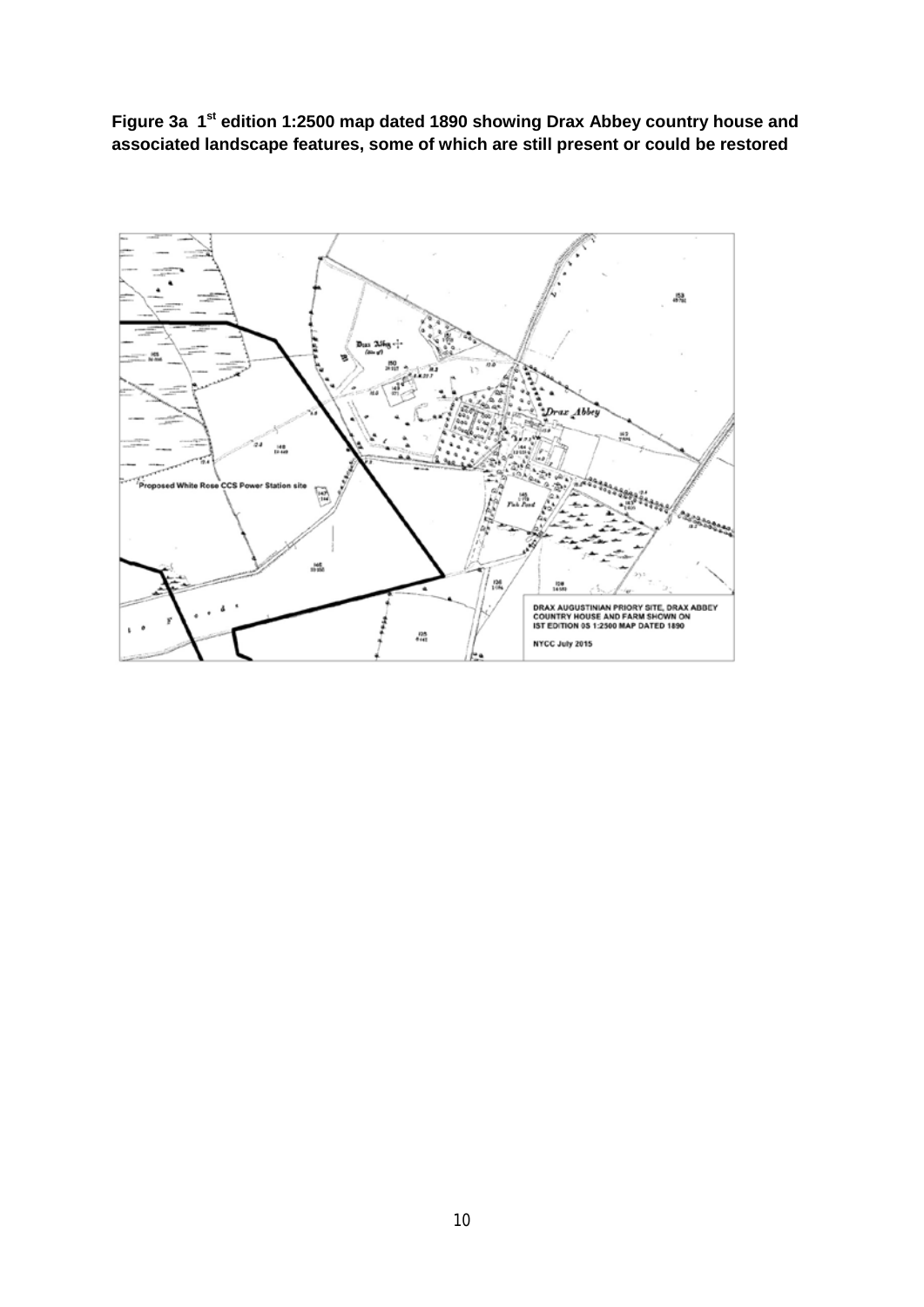**Figure 3a 1st edition 1:2500 map dated 1890 showing Drax Abbey country house and associated landscape features, some of which are still present or could be restored**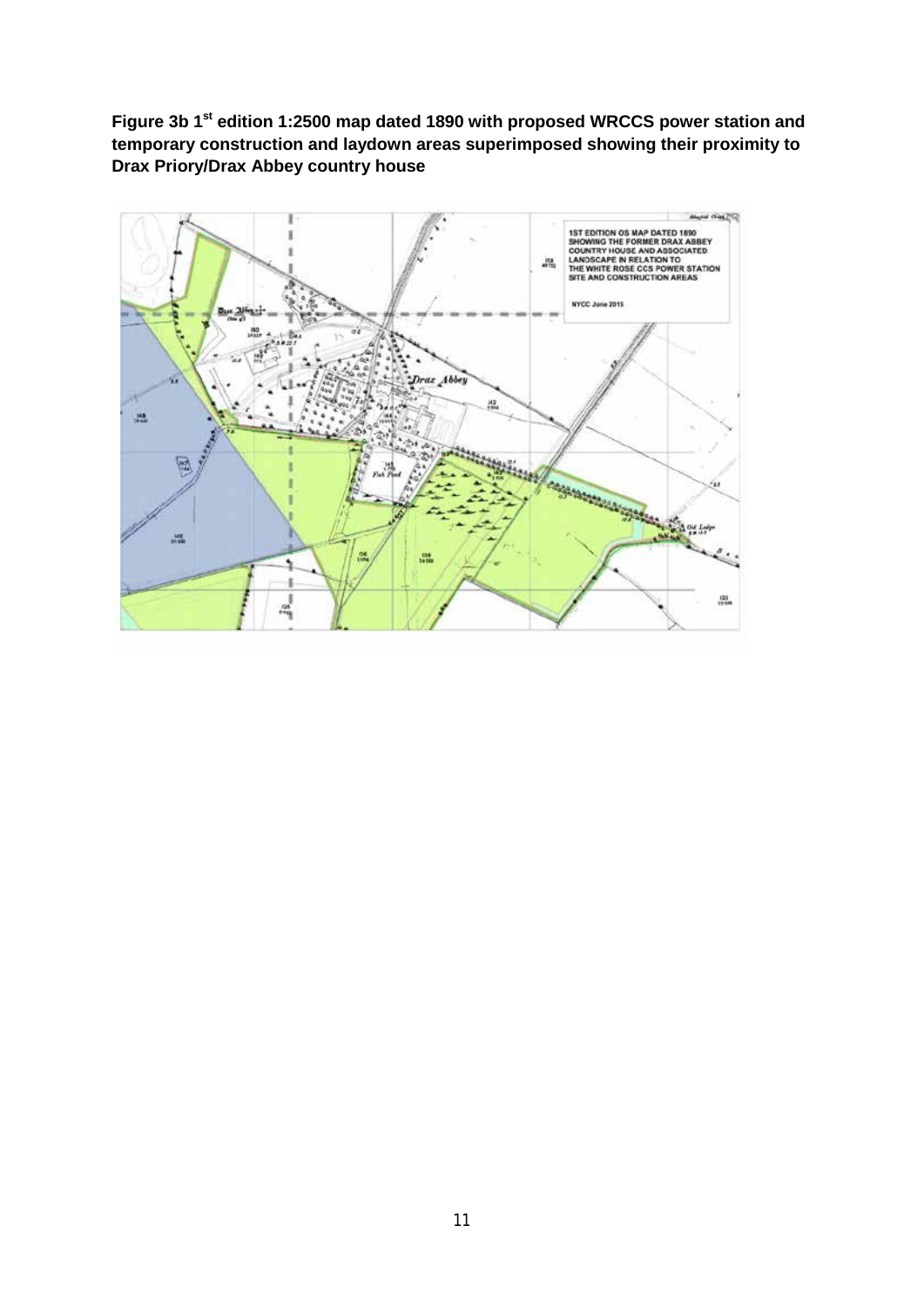**Figure 3b 1st edition 1:2500 map dated 1890 with proposed WRCCS power station and temporary construction and laydown areas superimposed showing their proximity to Drax Priory/Drax Abbey country house**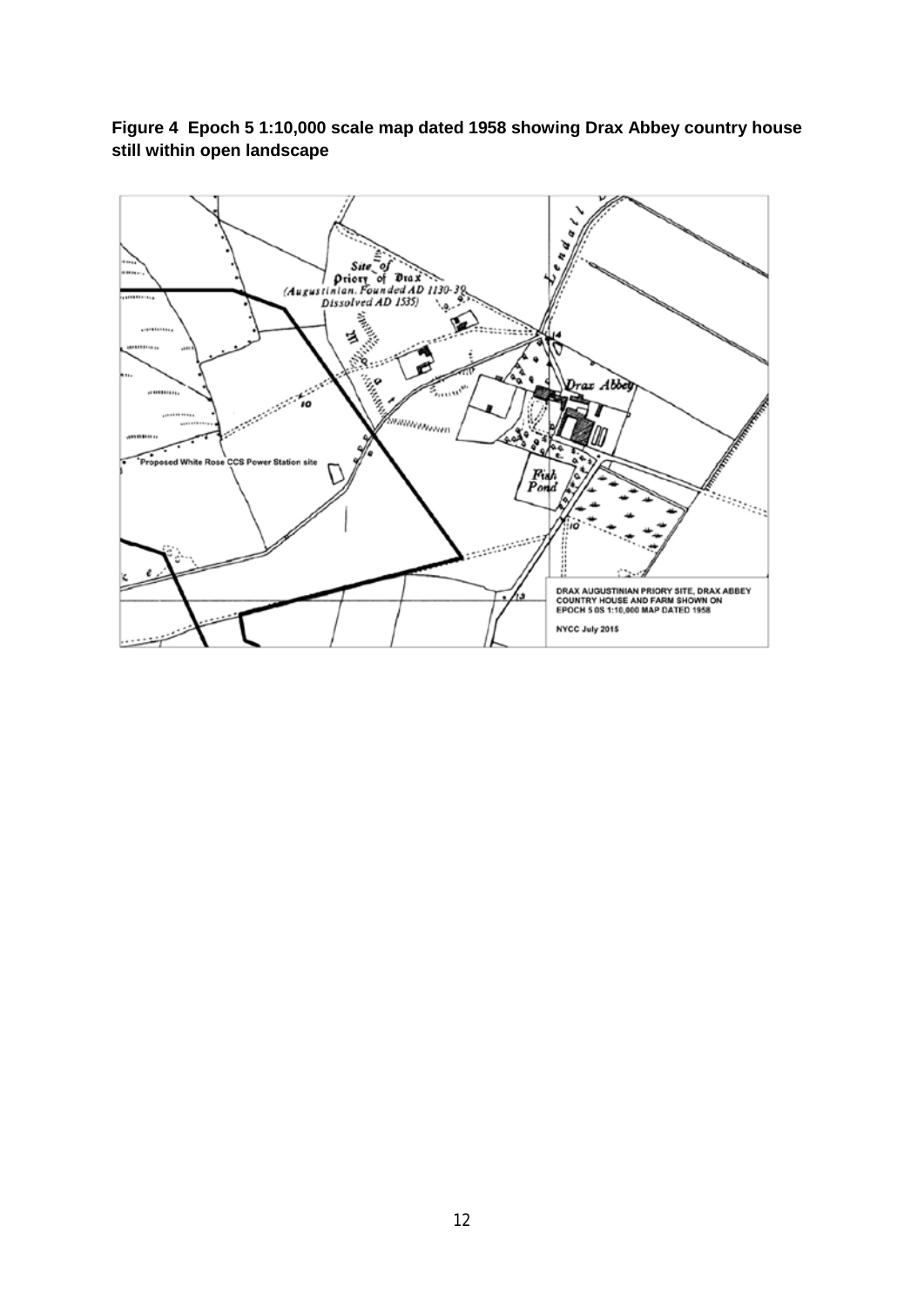**Figure 4 Epoch 5 1:10,000 scale map dated 1958 showing Drax Abbey country house still within open landscape**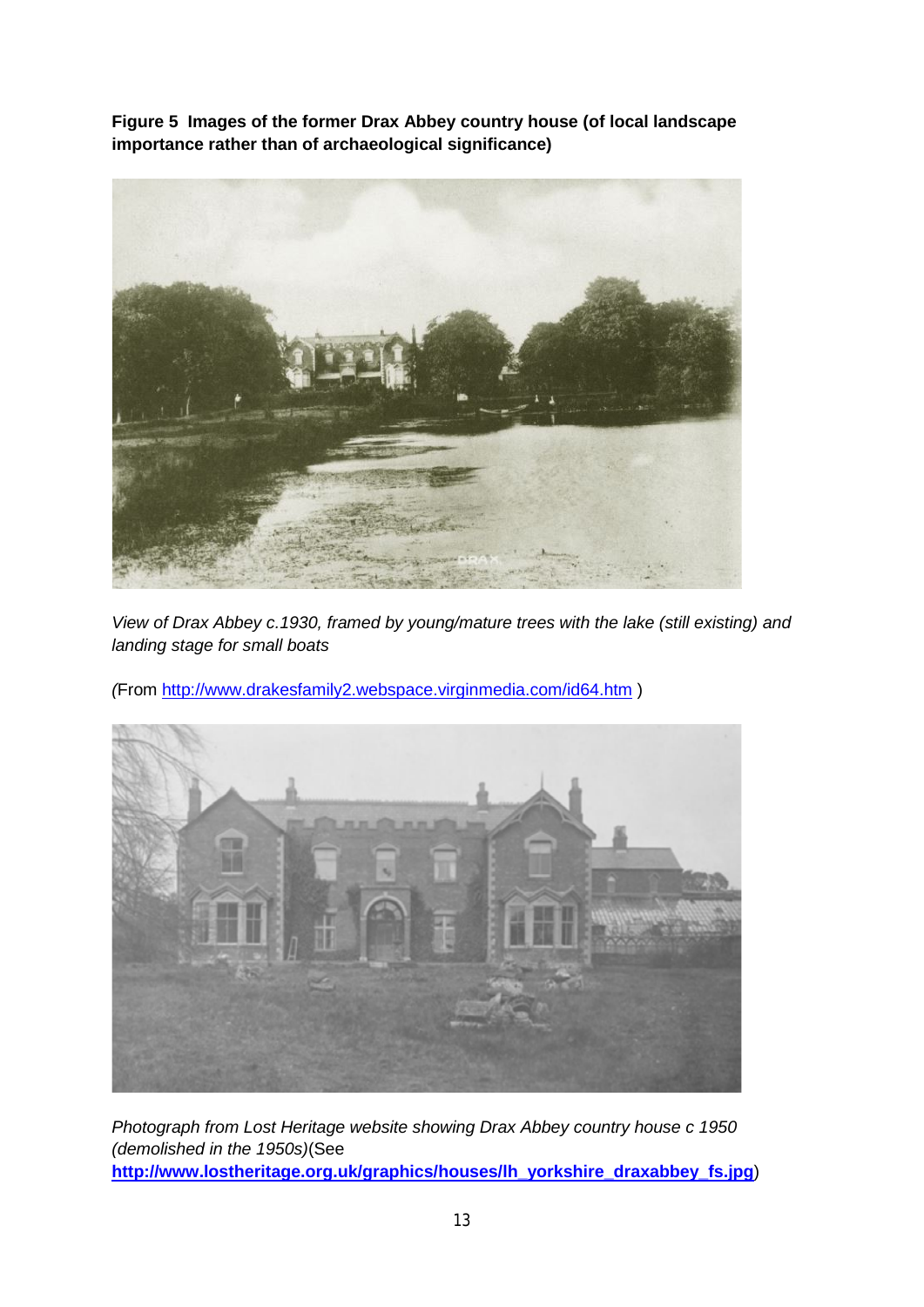**Figure 5 Images of the former Drax Abbey country house (of local landscape importance rather than of archaeological significance)**

*View of Drax Abbey c.1930, framed by young/mature trees with the lake (still existing) and landing stage for small boats*

*(*From http://www.drakesfamily2.webspace.virginmedia.com/id64.htm )

*Photograph from Lost Heritage website showing Drax Abbey country house c 1950 (demolished in the 1950s)*(See **http://www.lostheritage.org.uk/graphics/houses/lh_yorkshire_draxabbey_fs.jpg**)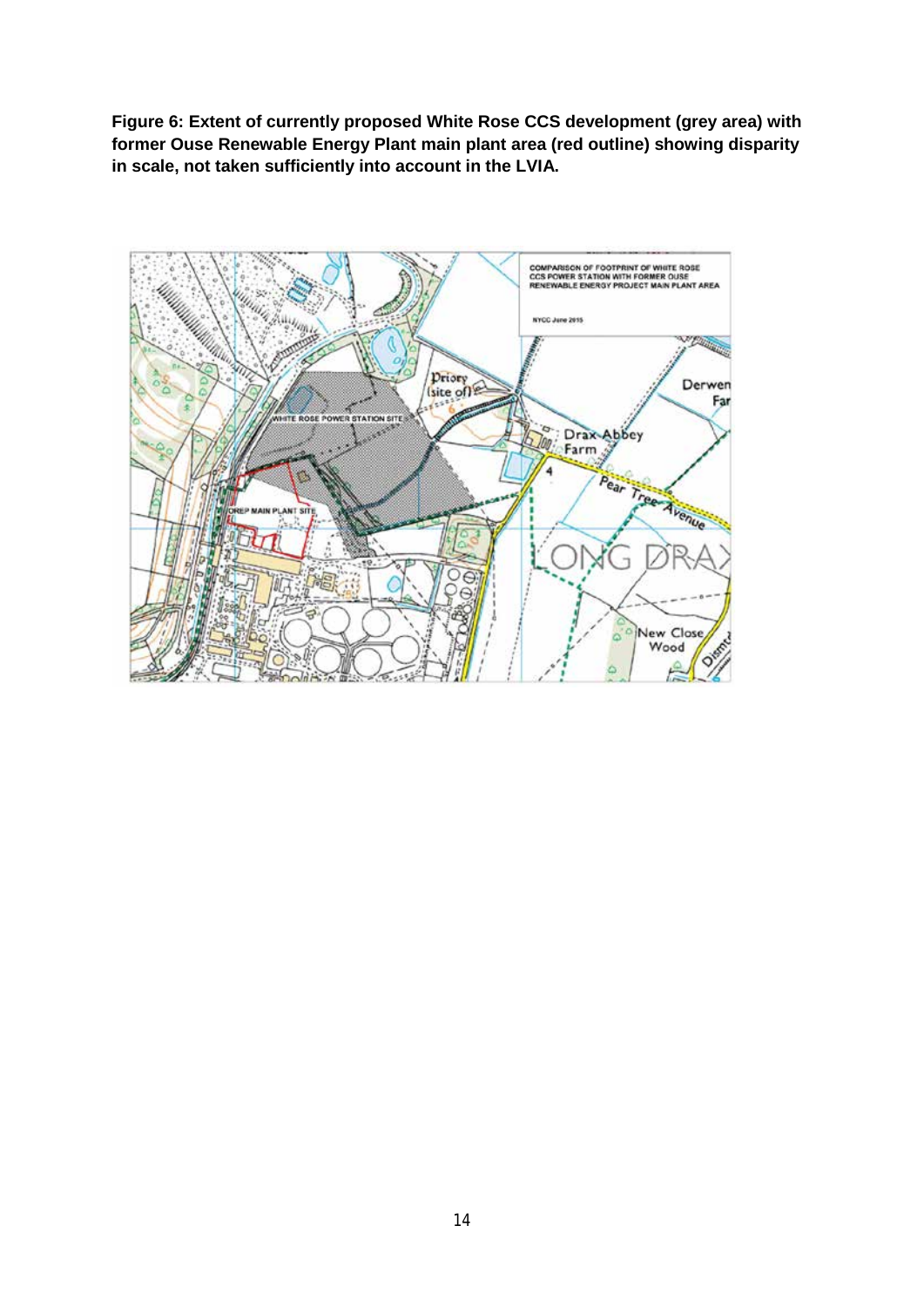**Figure 6: Extent of currently proposed White Rose CCS development (grey area) with former Ouse Renewable Energy Plant main plant area (red outline) showing disparity in scale, not taken sufficiently into account in the LVIA.**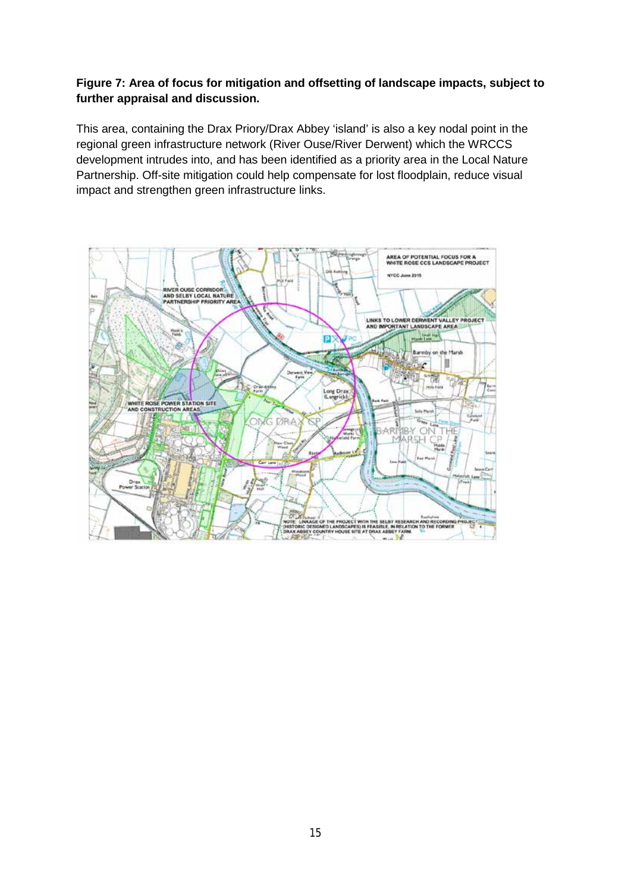**Figure 7: Area of focus for mitigation and offsetting of landscape impacts, subject to further appraisal and discussion.**

This area, containing the Drax Priory/Drax Abbey 'island' is also a key nodal point in the regional green infrastructure network (River Ouse/River Derwent) which the WRCCS development intrudes into, and has been identified as a priority area in the Local Nature Partnership. Off-site mitigation could help compensate for lost floodplain, reduce visual impact and strengthen green infrastructure links.

AREA OF POTENTIAL FOCUS FOR A WHITE ROSE CCS LANDSCAPE PROJECT

NYCC June 2015

RIVER OUSE CORRIDOR AND SELBY LOCAL NATURE PARTNERSHIP PRIORITY AREA

LINKS TO LOWER DERWENT VALLEY PROJECT AND IMPORTANT LANDSCAPE AREA

WHITE ROSE POWER STATION SITE AND CONSTRUCTION AREAS

NOTE: LINKAGE OF THE PROJECT WITH THE SELBY RESEARCH AND RECORDING PROJECT (HISTORIC DESIGNED LANDSCAPES) IS FEASIBLE, IN RELATION TO THE FORMER DRAX ABBEY COUNTRY HOUSE SITE AT DRAX ABBEY FARM.